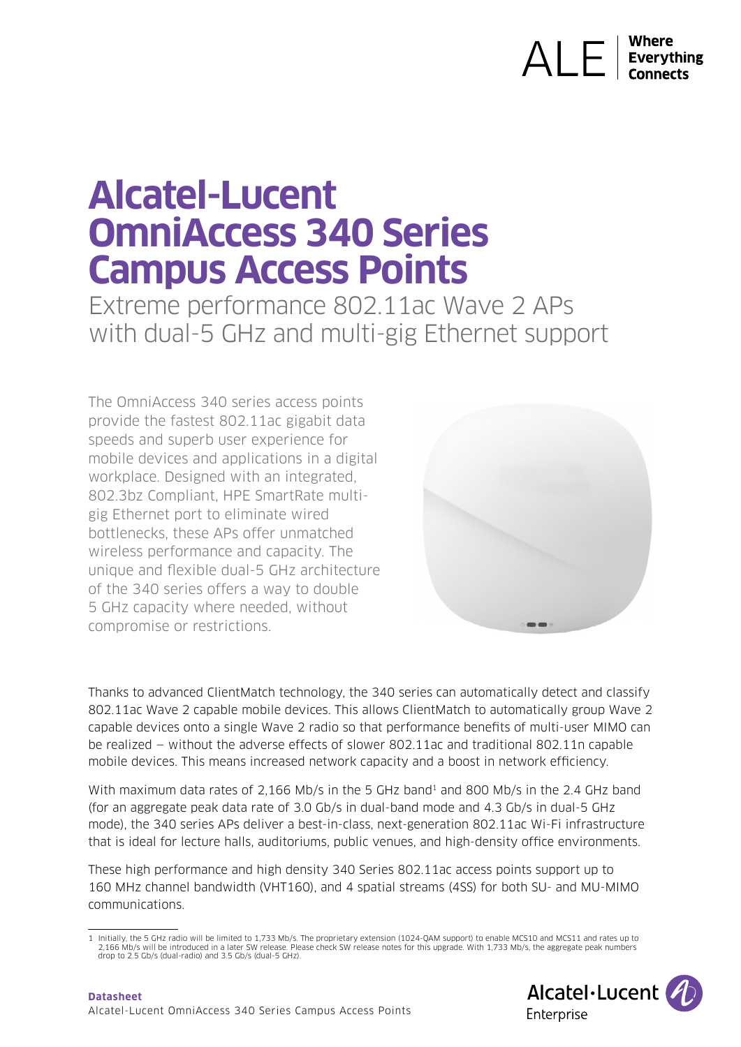# Alcatel-Lucent OmniAccess 340 Series Campus Access Points

Extreme performance 802.11ac Wave 2 APs with dual-5 GHz and multi-gig Ethernet support

The OmniAccess 340 series access points provide the fastest 802.11ac gigabit data speeds and superb user experience for mobile devices and applications in a digital workplace. Designed with an integrated, 802.3bz Compliant, HPE SmartRate multi-gig Ethernet port to eliminate wired bottlenecks, these APs offer unmatched wireless performance and capacity. The unique and flexible dual-5 GHz architecture of the 340 series offers a way to double 5 GHz capacity where needed, without compromise or restrictions.

Thanks to advanced ClientMatch technology, the 340 series can automatically detect and classify 802.11ac Wave 2 capable mobile devices. This allows ClientMatch to automatically group Wave 2 capable devices onto a single Wave 2 radio so that performance benefits of multi-user MIMO can be realized – without the adverse effects of slower 802.11ac and traditional 802.11n capable mobile devices. This means increased network capacity and a boost in network efficiency.

With maximum data rates of 2,166 Mb/s in the 5 GHz band[1] and 800 Mb/s in the 2.4 GHz band (for an aggregate peak data rate of 3.0 Gb/s in dual-band mode and 4.3 Gb/s in dual-5 GHz mode), the 340 series APs deliver a best-in-class, next-generation 802.11ac Wi-Fi infrastructure that is ideal for lecture halls, auditoriums, public venues, and high-density office environments.

These high performance and high density 340 Series 802.11ac access points support up to 160 MHz channel bandwidth (VHT160), and 4 spatial streams (4SS) for both SU- and MU-MIMO communications.

---

1 Initially, the 5 GHz radio will be limited to 1,733 Mb/s. The proprietary extension (1024-QAM support) to enable MCS10 and MCS11 and rates up to 2,166 Mb/s will be introduced in a later SW release. Please check SW release notes for this upgrade. With 1,733 Mb/s, the aggregate peak numbers drop to 2.5 Gb/s (dual-radio) and 3.5 Gb/s (dual-5 GHz).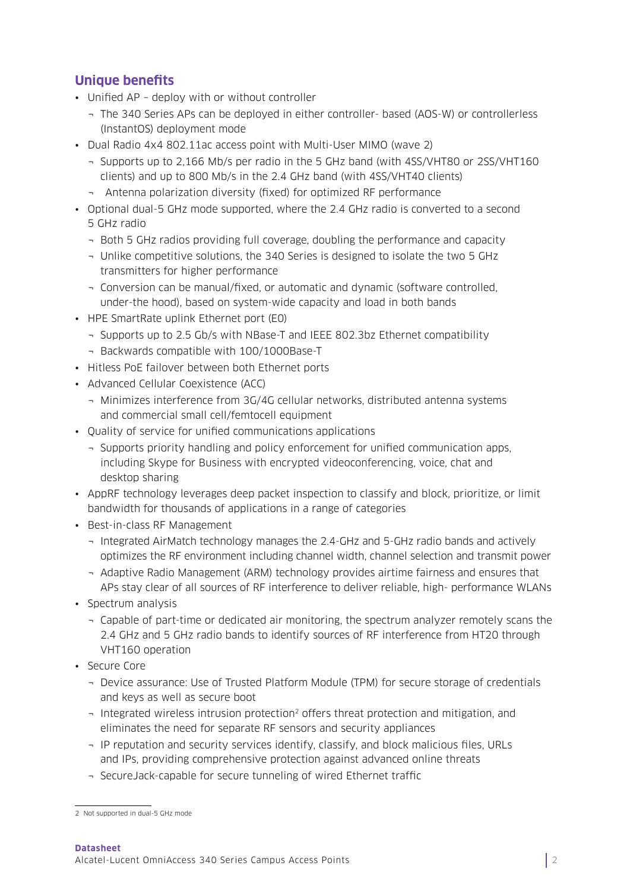## Unique benefits

- Unified AP – deploy with or without controller
  - The 340 Series APs can be deployed in either controller- based (AOS-W) or controllerless (InstantOS) deployment mode
- Dual Radio 4x4 802.11ac access point with Multi-User MIMO (wave 2)
  - Supports up to 2,166 Mb/s per radio in the 5 GHz band (with 4SS/VHT80 or 2SS/VHT160 clients) and up to 800 Mb/s in the 2.4 GHz band (with 4SS/VHT40 clients)
  - Antenna polarization diversity (fixed) for optimized RF performance
- Optional dual-5 GHz mode supported, where the 2.4 GHz radio is converted to a second 5 GHz radio
  - Both 5 GHz radios providing full coverage, doubling the performance and capacity
  - Unlike competitive solutions, the 340 Series is designed to isolate the two 5 GHz transmitters for higher performance
  - Conversion can be manual/fixed, or automatic and dynamic (software controlled, under-the hood), based on system-wide capacity and load in both bands
- HPE SmartRate uplink Ethernet port (E0)
  - Supports up to 2.5 Gb/s with NBase-T and IEEE 802.3bz Ethernet compatibility
  - Backwards compatible with 100/1000Base-T
- Hitless PoE failover between both Ethernet ports
- Advanced Cellular Coexistence (ACC)
  - Minimizes interference from 3G/4G cellular networks, distributed antenna systems and commercial small cell/femtocell equipment
- Quality of service for unified communications applications
  - Supports priority handling and policy enforcement for unified communication apps, including Skype for Business with encrypted videoconferencing, voice, chat and desktop sharing
- AppRF technology leverages deep packet inspection to classify and block, prioritize, or limit bandwidth for thousands of applications in a range of categories
- Best-in-class RF Management
  - Integrated AirMatch technology manages the 2.4-GHz and 5-GHz radio bands and actively optimizes the RF environment including channel width, channel selection and transmit power
  - Adaptive Radio Management (ARM) technology provides airtime fairness and ensures that APs stay clear of all sources of RF interference to deliver reliable, high- performance WLANs
- Spectrum analysis
  - Capable of part-time or dedicated air monitoring, the spectrum analyzer remotely scans the 2.4 GHz and 5 GHz radio bands to identify sources of RF interference from HT20 through VHT160 operation
- Secure Core
  - Device assurance: Use of Trusted Platform Module (TPM) for secure storage of credentials and keys as well as secure boot
  - Integrated wireless intrusion protection[2] offers threat protection and mitigation, and eliminates the need for separate RF sensors and security appliances
  - IP reputation and security services identify, classify, and block malicious files, URLs and IPs, providing comprehensive protection against advanced online threats
  - SecureJack-capable for secure tunneling of wired Ethernet traffic

2 Not supported in dual-5 GHz mode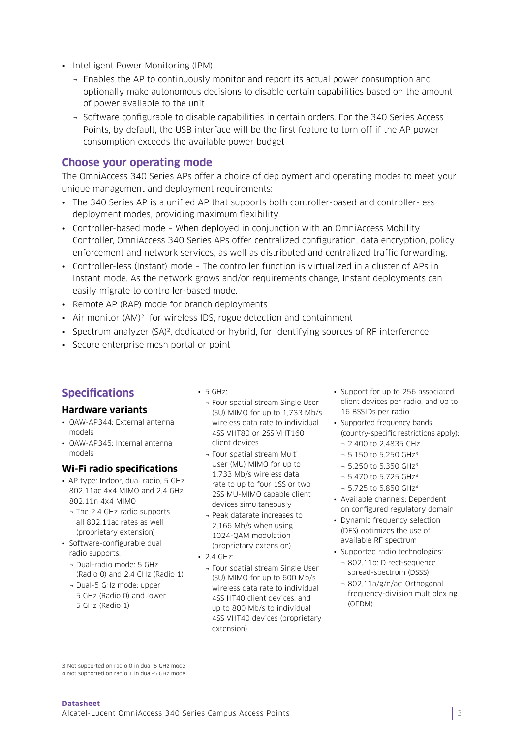- Intelligent Power Monitoring (IPM)
  - Enables the AP to continuously monitor and report its actual power consumption and optionally make autonomous decisions to disable certain capabilities based on the amount of power available to the unit
  - Software configurable to disable capabilities in certain orders. For the 340 Series Access Points, by default, the USB interface will be the first feature to turn off if the AP power consumption exceeds the available power budget

## Choose your operating mode

The OmniAccess 340 Series APs offer a choice of deployment and operating modes to meet your unique management and deployment requirements:

- The 340 Series AP is a unified AP that supports both controller-based and controller-less deployment modes, providing maximum flexibility.
- Controller-based mode – When deployed in conjunction with an OmniAccess Mobility Controller, OmniAccess 340 Series APs offer centralized configuration, data encryption, policy enforcement and network services, as well as distributed and centralized traffic forwarding.
- Controller-less (Instant) mode – The controller function is virtualized in a cluster of APs in Instant mode. As the network grows and/or requirements change, Instant deployments can easily migrate to controller-based mode.
- Remote AP (RAP) mode for branch deployments
- Air monitor (AM)[2] for wireless IDS, rogue detection and containment
- Spectrum analyzer (SA)[2], dedicated or hybrid, for identifying sources of RF interference
- Secure enterprise mesh portal or point

## Specifications

### Hardware variants

- OAW-AP344: External antenna models
- OAW-AP345: Internal antenna models

### Wi-Fi radio specifications

- AP type: Indoor, dual radio, 5 GHz 802.11ac 4x4 MIMO and 2.4 GHz 802.11n 4x4 MIMO
  - The 2.4 GHz radio supports all 802.11ac rates as well (proprietary extension)
- Software-configurable dual radio supports:
  - Dual-radio mode: 5 GHz (Radio 0) and 2.4 GHz (Radio 1)
  - Dual-5 GHz mode: upper 5 GHz (Radio 0) and lower 5 GHz (Radio 1)
- 5 GHz:
  - Four spatial stream Single User (SU) MIMO for up to 1,733 Mb/s wireless data rate to individual 4SS VHT80 or 2SS VHT160 client devices
  - Four spatial stream Multi User (MU) MIMO for up to 1,733 Mb/s wireless data rate to up to four 1SS or two 2SS MU-MIMO capable client devices simultaneously
  - Peak datarate increases to 2,166 Mb/s when using 1024-QAM modulation (proprietary extension)
- 2.4 GHz:
  - Four spatial stream Single User (SU) MIMO for up to 600 Mb/s wireless data rate to individual 4SS HT40 client devices, and up to 800 Mb/s to individual 4SS VHT40 devices (proprietary extension)
- Support for up to 256 associated client devices per radio, and up to 16 BSSIDs per radio
- Supported frequency bands (country-specific restrictions apply):
  - 2.400 to 2.4835 GHz
  - 5.150 to 5.250 GHz[3]
  - 5.250 to 5.350 GHz[3]
  - 5.470 to 5.725 GHz[4]
  - 5.725 to 5.850 GHz[4]
- Available channels: Dependent on configured regulatory domain
- Dynamic frequency selection (DFS) optimizes the use of available RF spectrum
- Supported radio technologies:
  - 802.11b: Direct-sequence spread-spectrum (DSSS)
  - 802.11a/g/n/ac: Orthogonal frequency-division multiplexing (OFDM)

---

3 Not supported on radio 0 in dual-5 GHz mode

4 Not supported on radio 1 in dual-5 GHz mode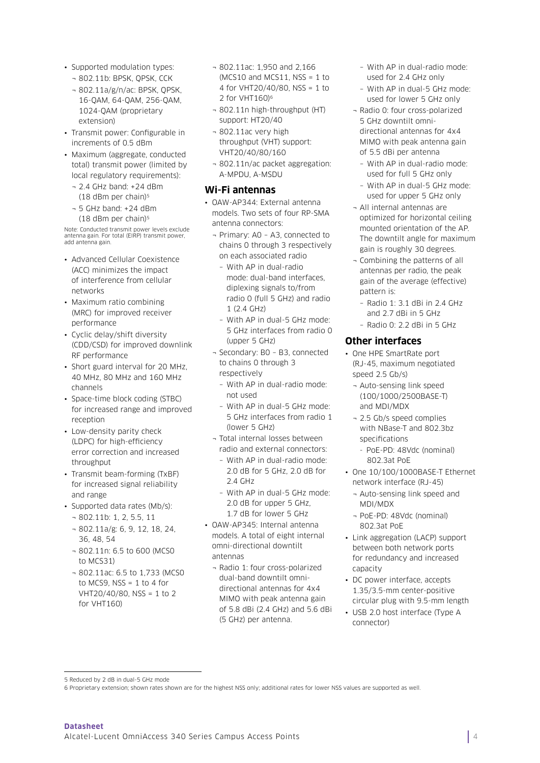- Supported modulation types:
  - 802.11b: BPSK, QPSK, CCK
  - 802.11a/g/n/ac: BPSK, QPSK, 16-QAM, 64-QAM, 256-QAM, 1024-QAM (proprietary extension)
- Transmit power: Configurable in increments of 0.5 dBm
- Maximum (aggregate, conducted total) transmit power (limited by local regulatory requirements):
  - 2.4 GHz band: +24 dBm (18 dBm per chain)[5]
  - 5 GHz band: +24 dBm (18 dBm per chain)[5]

Note: Conducted transmit power levels exclude antenna gain. For total (EIRP) transmit power, add antenna gain.

- Advanced Cellular Coexistence (ACC) minimizes the impact of interference from cellular networks
- Maximum ratio combining (MRC) for improved receiver performance
- Cyclic delay/shift diversity (CDD/CSD) for improved downlink RF performance
- Short guard interval for 20 MHz, 40 MHz, 80 MHz and 160 MHz channels
- Space-time block coding (STBC) for increased range and improved reception
- Low-density parity check (LDPC) for high-efficiency error correction and increased throughput
- Transmit beam-forming (TxBF) for increased signal reliability and range
- Supported data rates (Mb/s):
  - 802.11b: 1, 2, 5.5, 11
  - 802.11a/g: 6, 9, 12, 18, 24, 36, 48, 54
  - 802.11n: 6.5 to 600 (MCS0 to MCS31)
  - 802.11ac: 6.5 to 1,733 (MCS0 to MCS9, NSS = 1 to 4 for VHT20/40/80, NSS = 1 to 2 for VHT160)
  - 802.11ac: 1,950 and 2,166 (MCS10 and MCS11, NSS = 1 to 4 for VHT20/40/80, NSS = 1 to 2 for VHT160)[6]
  - 802.11n high-throughput (HT) support: HT20/40
  - 802.11ac very high throughput (VHT) support: VHT20/40/80/160
  - 802.11n/ac packet aggregation: A-MPDU, A-MSDU

## Wi-Fi antennas

- OAW-AP344: External antenna models. Two sets of four RP-SMA antenna connectors:
  - Primary: A0 – A3, connected to chains 0 through 3 respectively on each associated radio
    - With AP in dual-radio mode: dual-band interfaces, diplexing signals to/from radio 0 (full 5 GHz) and radio 1 (2.4 GHz)
    - With AP in dual-5 GHz mode: 5 GHz interfaces from radio 0 (upper 5 GHz)
  - Secondary: B0 – B3, connected to chains 0 through 3 respectively
    - With AP in dual-radio mode: not used
    - With AP in dual-5 GHz mode: 5 GHz interfaces from radio 1 (lower 5 GHz)
  - Total internal losses between radio and external connectors:
    - With AP in dual-radio mode: 2.0 dB for 5 GHz, 2.0 dB for 2.4 GHz
    - With AP in dual-5 GHz mode: 2.0 dB for upper 5 GHz, 1.7 dB for lower 5 GHz
- OAW-AP345: Internal antenna models. A total of eight internal omni-directional downtilt antennas
  - Radio 1: four cross-polarized dual-band downtilt omni-directional antennas for 4x4 MIMO with peak antenna gain of 5.8 dBi (2.4 GHz) and 5.6 dBi (5 GHz) per antenna.
    - With AP in dual-radio mode: used for 2.4 GHz only
    - With AP in dual-5 GHz mode: used for lower 5 GHz only
  - Radio 0: four cross-polarized 5 GHz downtilt omni-directional antennas for 4x4 MIMO with peak antenna gain of 5.5 dBi per antenna
    - With AP in dual-radio mode: used for full 5 GHz only
    - With AP in dual-5 GHz mode: used for upper 5 GHz only
  - All internal antennas are optimized for horizontal ceiling mounted orientation of the AP. The downtilt angle for maximum gain is roughly 30 degrees.
  - Combining the patterns of all antennas per radio, the peak gain of the average (effective) pattern is:
    - Radio 1: 3.1 dBi in 2.4 GHz and 2.7 dBi in 5 GHz
    - Radio 0: 2.2 dBi in 5 GHz

## Other interfaces

- One HPE SmartRate port (RJ-45, maximum negotiated speed 2.5 Gb/s)
  - Auto-sensing link speed (100/1000/2500BASE-T) and MDI/MDX
  - 2.5 Gb/s speed complies with NBase-T and 802.3bz specifications
    - PoE-PD: 48Vdc (nominal) 802.3at PoE
- One 10/100/1000BASE-T Ethernet network interface (RJ-45)
  - Auto-sensing link speed and MDI/MDX
  - PoE-PD: 48Vdc (nominal) 802.3at PoE
- Link aggregation (LACP) support between both network ports for redundancy and increased capacity
- DC power interface, accepts 1.35/3.5-mm center-positive circular plug with 9.5-mm length
- USB 2.0 host interface (Type A connector)

---

5 Reduced by 2 dB in dual-5 GHz mode

6 Proprietary extension; shown rates shown are for the highest NSS only; additional rates for lower NSS values are supported as well.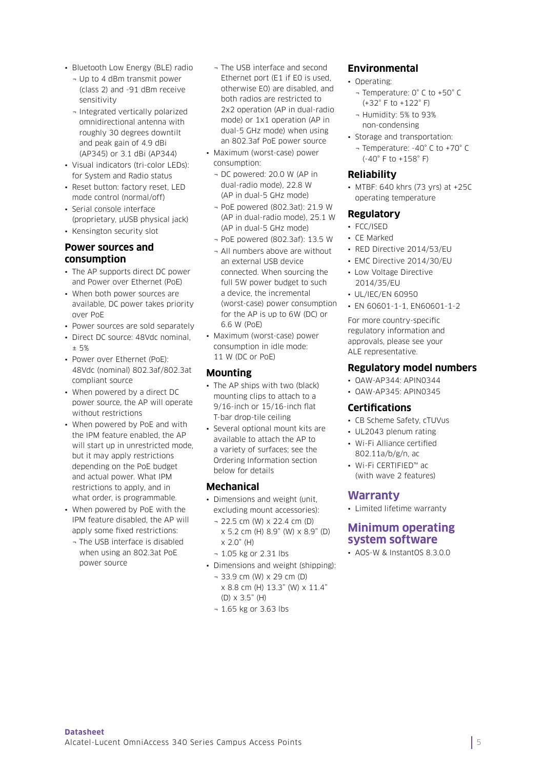- Bluetooth Low Energy (BLE) radio
  - Up to 4 dBm transmit power (class 2) and -91 dBm receive sensitivity
  - Integrated vertically polarized omnidirectional antenna with roughly 30 degrees downtilt and peak gain of 4.9 dBi (AP345) or 3.1 dBi (AP344)
- Visual indicators (tri-color LEDs): for System and Radio status
- Reset button: factory reset, LED mode control (normal/off)
- Serial console interface (proprietary, µUSB physical jack)
- Kensington security slot

## Power sources and consumption

- The AP supports direct DC power and Power over Ethernet (PoE)
- When both power sources are available, DC power takes priority over PoE
- Power sources are sold separately
- Direct DC source: 48Vdc nominal, ± 5%
- Power over Ethernet (PoE): 48Vdc (nominal) 802.3af/802.3at compliant source
- When powered by a direct DC power source, the AP will operate without restrictions
- When powered by PoE and with the IPM feature enabled, the AP will start up in unrestricted mode, but it may apply restrictions depending on the PoE budget and actual power. What IPM restrictions to apply, and in what order, is programmable.
- When powered by PoE with the IPM feature disabled, the AP will apply some fixed restrictions:
  - The USB interface is disabled when using an 802.3at PoE power source
  - The USB interface and second Ethernet port (E1 if E0 is used, otherwise E0) are disabled, and both radios are restricted to 2x2 operation (AP in dual-radio mode) or 1x1 operation (AP in dual-5 GHz mode) when using an 802.3af PoE power source
- Maximum (worst-case) power consumption:
  - DC powered: 20.0 W (AP in dual-radio mode), 22.8 W (AP in dual-5 GHz mode)
  - PoE powered (802.3at): 21.9 W (AP in dual-radio mode), 25.1 W (AP in dual-5 GHz mode)
  - PoE powered (802.3af): 13.5 W
  - All numbers above are without an external USB device connected. When sourcing the full 5W power budget to such a device, the incremental (worst-case) power consumption for the AP is up to 6W (DC) or 6.6 W (PoE)
- Maximum (worst-case) power consumption in idle mode: 11 W (DC or PoE)

## Mounting

- The AP ships with two (black) mounting clips to attach to a 9/16-inch or 15/16-inch flat T-bar drop-tile ceiling
- Several optional mount kits are available to attach the AP to a variety of surfaces; see the Ordering Information section below for details

## Mechanical

- Dimensions and weight (unit, excluding mount accessories):
  - 22.5 cm (W) x 22.4 cm (D) x 5.2 cm (H) 8.9" (W) x 8.9" (D) x 2.0" (H)
  - 1.05 kg or 2.31 lbs
- Dimensions and weight (shipping):
  - 33.9 cm (W) x 29 cm (D) x 8.8 cm (H) 13.3" (W) x 11.4" (D) x 3.5" (H)
  - 1.65 kg or 3.63 lbs

## Environmental

- Operating:
  - Temperature: 0° C to +50° C (+32° F to +122° F)
  - Humidity: 5% to 93% non-condensing
- Storage and transportation:
  - Temperature: -40° C to +70° C (-40° F to +158° F)

## Reliability

- MTBF: 640 khrs (73 yrs) at +25C operating temperature

## Regulatory

- FCC/ISED
- CE Marked
- RED Directive 2014/53/EU
- EMC Directive 2014/30/EU
- Low Voltage Directive 2014/35/EU
- UL/IEC/EN 60950
- EN 60601-1-1, EN60601-1-2

For more country-specific regulatory information and approvals, please see your ALE representative.

## Regulatory model numbers

- OAW-AP344: APIN0344
- OAW-AP345: APIN0345

## Certifications

- CB Scheme Safety, cTUVus
- UL2043 plenum rating
- Wi-Fi Alliance certified 802.11a/b/g/n, ac
- Wi-Fi CERTIFIED™ ac (with wave 2 features)

## Warranty

- Limited lifetime warranty

## Minimum operating system software

- AOS-W & InstantOS 8.3.0.0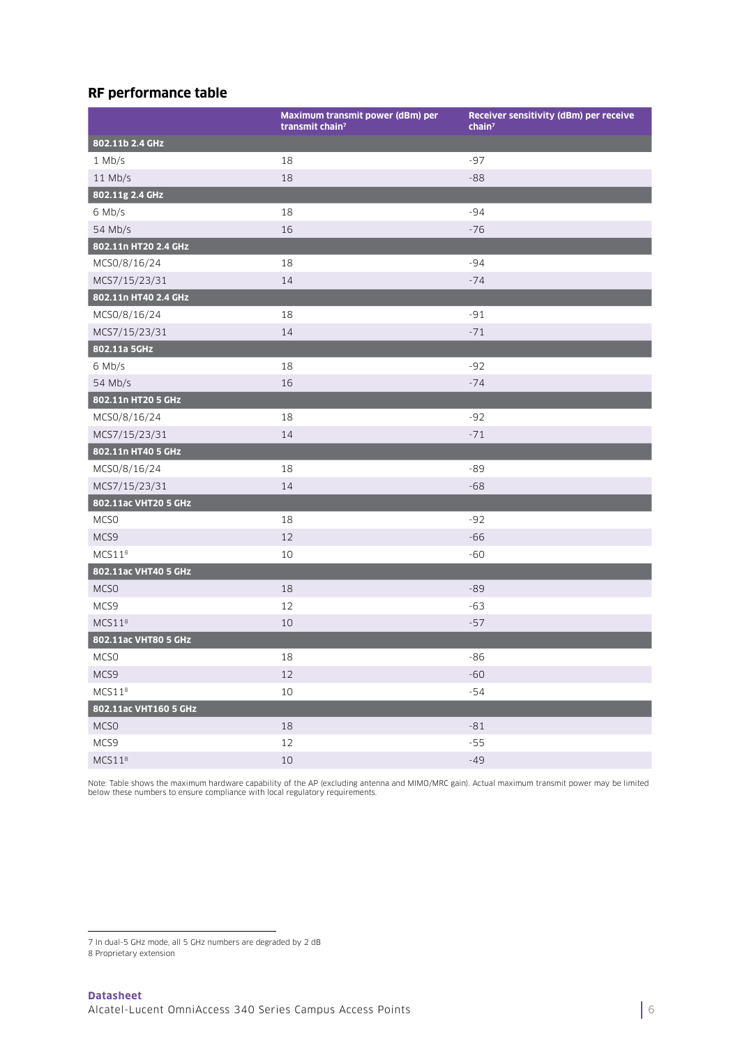## RF performance table

| | Maximum transmit power (dBm) per transmit chain[7] | Receiver sensitivity (dBm) per receive chain[7] |
|---|---|---|
| **802.11b 2.4 GHz** | | |
| 1 Mb/s | 18 | -97 |
| 11 Mb/s | 18 | -88 |
| **802.11g 2.4 GHz** | | |
| 6 Mb/s | 18 | -94 |
| 54 Mb/s | 16 | -76 |
| **802.11n HT20 2.4 GHz** | | |
| MCS0/8/16/24 | 18 | -94 |
| MCS7/15/23/31 | 14 | -74 |
| **802.11n HT40 2.4 GHz** | | |
| MCS0/8/16/24 | 18 | -91 |
| MCS7/15/23/31 | 14 | -71 |
| **802.11a 5GHz** | | |
| 6 Mb/s | 18 | -92 |
| 54 Mb/s | 16 | -74 |
| **802.11n HT20 5 GHz** | | |
| MCS0/8/16/24 | 18 | -92 |
| MCS7/15/23/31 | 14 | -71 |
| **802.11n HT40 5 GHz** | | |
| MCS0/8/16/24 | 18 | -89 |
| MCS7/15/23/31 | 14 | -68 |
| **802.11ac VHT20 5 GHz** | | |
| MCS0 | 18 | -92 |
| MCS9 | 12 | -66 |
| MCS11[8] | 10 | -60 |
| **802.11ac VHT40 5 GHz** | | |
| MCS0 | 18 | -89 |
| MCS9 | 12 | -63 |
| MCS11[8] | 10 | -57 |
| **802.11ac VHT80 5 GHz** | | |
| MCS0 | 18 | -86 |
| MCS9 | 12 | -60 |
| MCS11[8] | 10 | -54 |
| **802.11ac VHT160 5 GHz** | | |
| MCS0 | 18 | -81 |
| MCS9 | 12 | -55 |
| MCS11[8] | 10 | -49 |

Note: Table shows the maximum hardware capability of the AP (excluding antenna and MIMO/MRC gain). Actual maximum transmit power may be limited below these numbers to ensure compliance with local regulatory requirements.

7 In dual-5 GHz mode, all 5 GHz numbers are degraded by 2 dB

8 Proprietary extension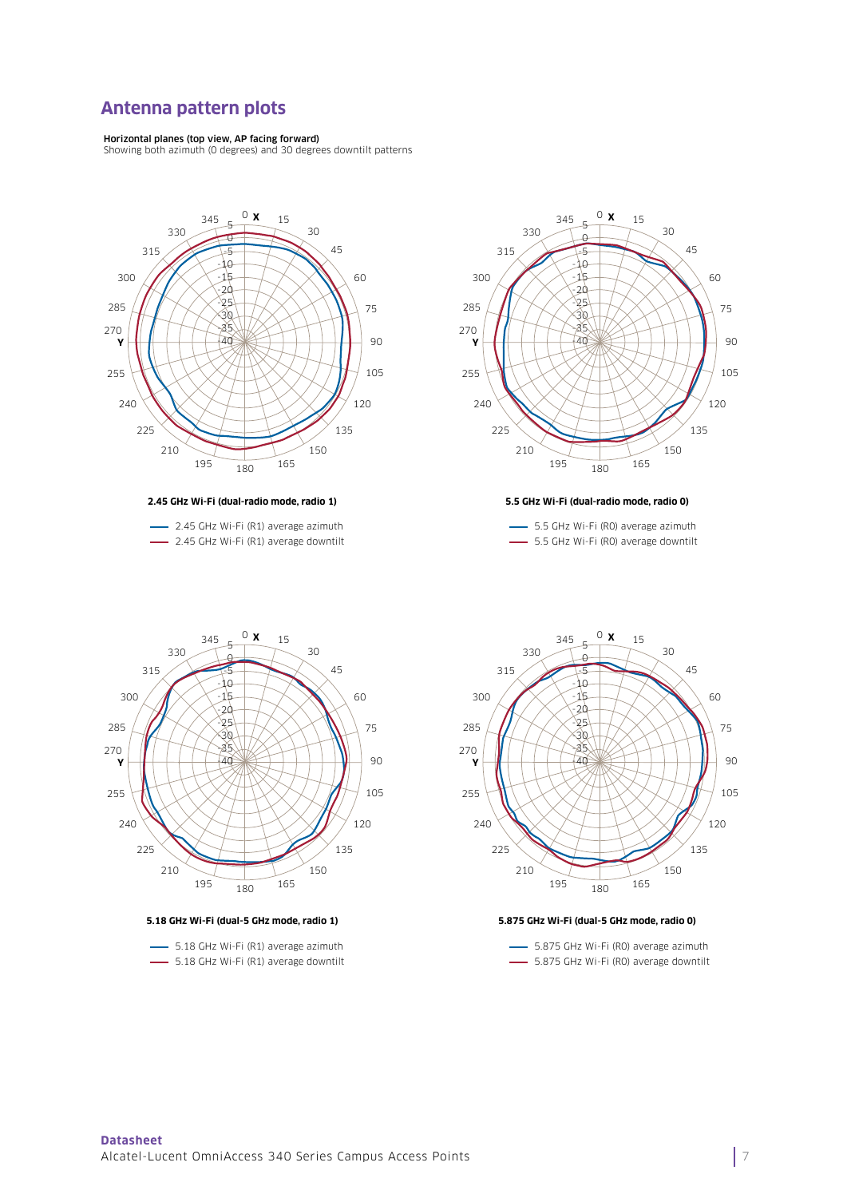## Antenna pattern plots

**Horizontal planes (top view, AP facing forward)**
Showing both azimuth (0 degrees) and 30 degrees downtilt patterns

**2.45 GHz Wi-Fi (dual-radio mode, radio 1)**

- 2.45 GHz Wi-Fi (R1) average azimuth
- 2.45 GHz Wi-Fi (R1) average downtilt

**5.5 GHz Wi-Fi (dual-radio mode, radio 0)**

- 5.5 GHz Wi-Fi (R0) average azimuth
- 5.5 GHz Wi-Fi (R0) average downtilt

**5.18 GHz Wi-Fi (dual-5 GHz mode, radio 1)**

- 5.18 GHz Wi-Fi (R1) average azimuth
- 5.18 GHz Wi-Fi (R1) average downtilt

**5.875 GHz Wi-Fi (dual-5 GHz mode, radio 0)**

- 5.875 GHz Wi-Fi (R0) average azimuth
- 5.875 GHz Wi-Fi (R0) average downtilt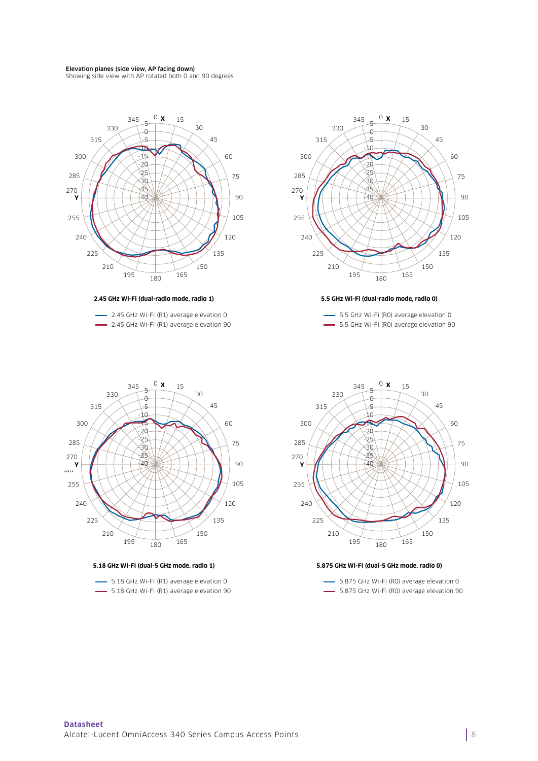**Elevation planes (side view, AP facing down)**
Showing side view with AP rotated both 0 and 90 degrees

**2.45 GHz Wi-Fi (dual-radio mode, radio 1)**

- 2.45 GHz Wi-Fi (R1) average elevation 0
- 2.45 GHz Wi-Fi (R1) average elevation 90

**5.5 GHz Wi-Fi (dual-radio mode, radio 0)**

- 5.5 GHz Wi-Fi (R0) average elevation 0
- 5.5 GHz Wi-Fi (R0) average elevation 90

**5.18 GHz Wi-Fi (dual-5 GHz mode, radio 1)**

- 5.18 GHz Wi-Fi (R1) average elevation 0
- 5.18 GHz Wi-Fi (R1) average elevation 90

**5.875 GHz Wi-Fi (dual-5 GHz mode, radio 0)**

- 5.875 GHz Wi-Fi (R0) average elevation 0
- 5.875 GHz Wi-Fi (R0) average elevation 90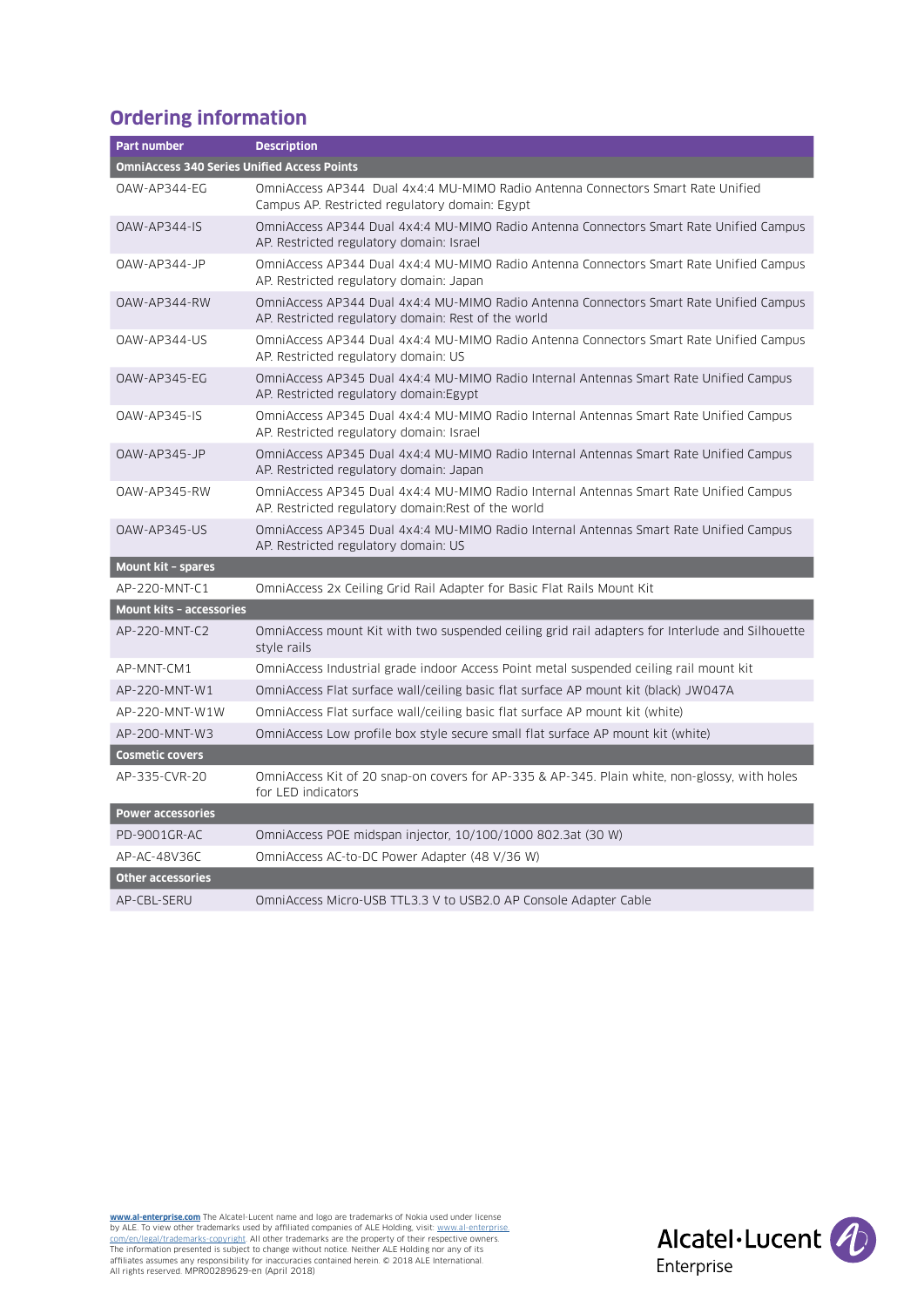## Ordering information

| Part number | Description |
|---|---|
| **OmniAccess 340 Series Unified Access Points** | |
| OAW-AP344-EG | OmniAccess AP344  Dual 4x4:4 MU-MIMO Radio Antenna Connectors Smart Rate Unified Campus AP. Restricted regulatory domain: Egypt |
| OAW-AP344-IS | OmniAccess AP344 Dual 4x4:4 MU-MIMO Radio Antenna Connectors Smart Rate Unified Campus AP. Restricted regulatory domain: Israel |
| OAW-AP344-JP | OmniAccess AP344 Dual 4x4:4 MU-MIMO Radio Antenna Connectors Smart Rate Unified Campus AP. Restricted regulatory domain: Japan |
| OAW-AP344-RW | OmniAccess AP344 Dual 4x4:4 MU-MIMO Radio Antenna Connectors Smart Rate Unified Campus AP. Restricted regulatory domain: Rest of the world |
| OAW-AP344-US | OmniAccess AP344 Dual 4x4:4 MU-MIMO Radio Antenna Connectors Smart Rate Unified Campus AP. Restricted regulatory domain: US |
| OAW-AP345-EG | OmniAccess AP345 Dual 4x4:4 MU-MIMO Radio Internal Antennas Smart Rate Unified Campus AP. Restricted regulatory domain:Egypt |
| OAW-AP345-IS | OmniAccess AP345 Dual 4x4:4 MU-MIMO Radio Internal Antennas Smart Rate Unified Campus AP. Restricted regulatory domain: Israel |
| OAW-AP345-JP | OmniAccess AP345 Dual 4x4:4 MU-MIMO Radio Internal Antennas Smart Rate Unified Campus AP. Restricted regulatory domain: Japan |
| OAW-AP345-RW | OmniAccess AP345 Dual 4x4:4 MU-MIMO Radio Internal Antennas Smart Rate Unified Campus AP. Restricted regulatory domain:Rest of the world |
| OAW-AP345-US | OmniAccess AP345 Dual 4x4:4 MU-MIMO Radio Internal Antennas Smart Rate Unified Campus AP. Restricted regulatory domain: US |
| **Mount kit – spares** | |
| AP-220-MNT-C1 | OmniAccess 2x Ceiling Grid Rail Adapter for Basic Flat Rails Mount Kit |
| **Mount kits – accessories** | |
| AP-220-MNT-C2 | OmniAccess mount Kit with two suspended ceiling grid rail adapters for Interlude and Silhouette style rails |
| AP-MNT-CM1 | OmniAccess Industrial grade indoor Access Point metal suspended ceiling rail mount kit |
| AP-220-MNT-W1 | OmniAccess Flat surface wall/ceiling basic flat surface AP mount kit (black) JW047A |
| AP-220-MNT-W1W | OmniAccess Flat surface wall/ceiling basic flat surface AP mount kit (white) |
| AP-200-MNT-W3 | OmniAccess Low profile box style secure small flat surface AP mount kit (white) |
| **Cosmetic covers** | |
| AP-335-CVR-20 | OmniAccess Kit of 20 snap-on covers for AP-335 & AP-345. Plain white, non-glossy, with holes for LED indicators |
| **Power accessories** | |
| PD-9001GR-AC | OmniAccess POE midspan injector, 10/100/1000 802.3at (30 W) |
| AP-AC-48V36C | OmniAccess AC-to-DC Power Adapter (48 V/36 W) |
| **Other accessories** | |
| AP-CBL-SERU | OmniAccess Micro-USB TTL3.3 V to USB2.0 AP Console Adapter Cable |

**www.al-enterprise.com** The Alcatel-Lucent name and logo are trademarks of Nokia used under license by ALE. To view other trademarks used by affiliated companies of ALE Holding, visit: www.al-enterprise.com/en/legal/trademarks-copyright. All other trademarks are the property of their respective owners. The information presented is subject to change without notice. Neither ALE Holding nor any of its affiliates assumes any responsibility for inaccuracies contained herein. © 2018 ALE International. All rights reserved. MPR00289629-en (April 2018)

Alcatel·Lucent Enterprise